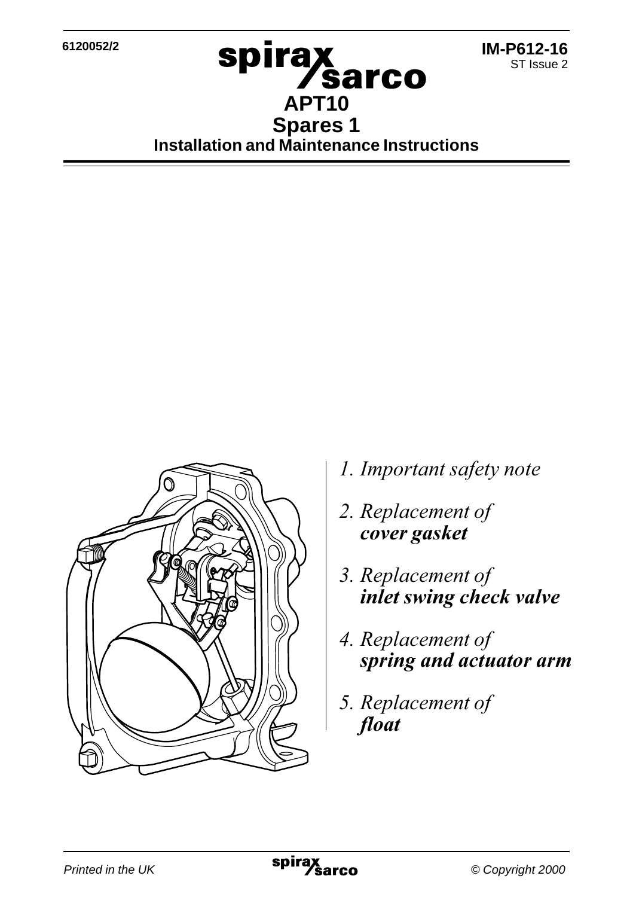6120052/2

IM-P612-16
ST Issue 2

# APT10
## Spares 1
### Installation and Maintenance Instructions

1. *Important safety note*
2. *Replacement of* ***cover gasket***
3. *Replacement of* ***inlet swing check valve***
4. *Replacement of* ***spring and actuator arm***
5. *Replacement of* ***float***

*Printed in the UK*

*© Copyright 2000*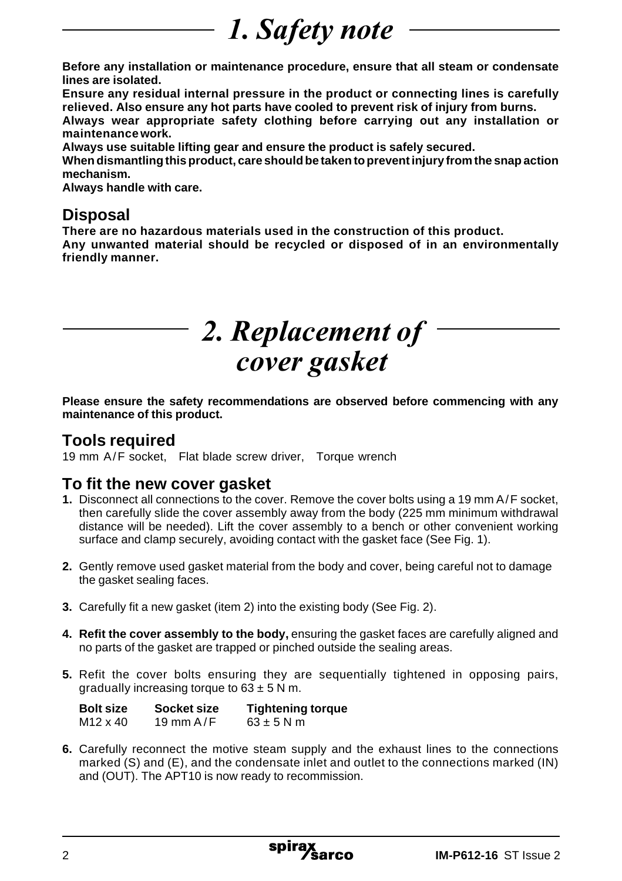# 1. Safety note

**Before any installation or maintenance procedure, ensure that all steam or condensate lines are isolated.**
**Ensure any residual internal pressure in the product or connecting lines is carefully relieved. Also ensure any hot parts have cooled to prevent risk of injury from burns.**
**Always wear appropriate safety clothing before carrying out any installation or maintenance work.**
**Always use suitable lifting gear and ensure the product is safely secured.**
**When dismantling this product, care should be taken to prevent injury from the snap action mechanism.**
**Always handle with care.**

## Disposal

**There are no hazardous materials used in the construction of this product.**
**Any unwanted material should be recycled or disposed of in an environmentally friendly manner.**

# 2. Replacement of cover gasket

**Please ensure the safety recommendations are observed before commencing with any maintenance of this product.**

## Tools required

19 mm A/F socket, Flat blade screw driver, Torque wrench

## To fit the new cover gasket

**1.** Disconnect all connections to the cover. Remove the cover bolts using a 19 mm A/F socket, then carefully slide the cover assembly away from the body (225 mm minimum withdrawal distance will be needed). Lift the cover assembly to a bench or other convenient working surface and clamp securely, avoiding contact with the gasket face (See Fig. 1).

**2.** Gently remove used gasket material from the body and cover, being careful not to damage the gasket sealing faces.

**3.** Carefully fit a new gasket (item 2) into the existing body (See Fig. 2).

**4. Refit the cover assembly to the body,** ensuring the gasket faces are carefully aligned and no parts of the gasket are trapped or pinched outside the sealing areas.

**5.** Refit the cover bolts ensuring they are sequentially tightened in opposing pairs, gradually increasing torque to 63 ± 5 N m.

| Bolt size | Socket size | Tightening torque |
|---|---|---|
| M12 x 40 | 19 mm A/F | 63 ± 5 N m |

**6.** Carefully reconnect the motive steam supply and the exhaust lines to the connections marked (S) and (E), and the condensate inlet and outlet to the connections marked (IN) and (OUT). The APT10 is now ready to recommission.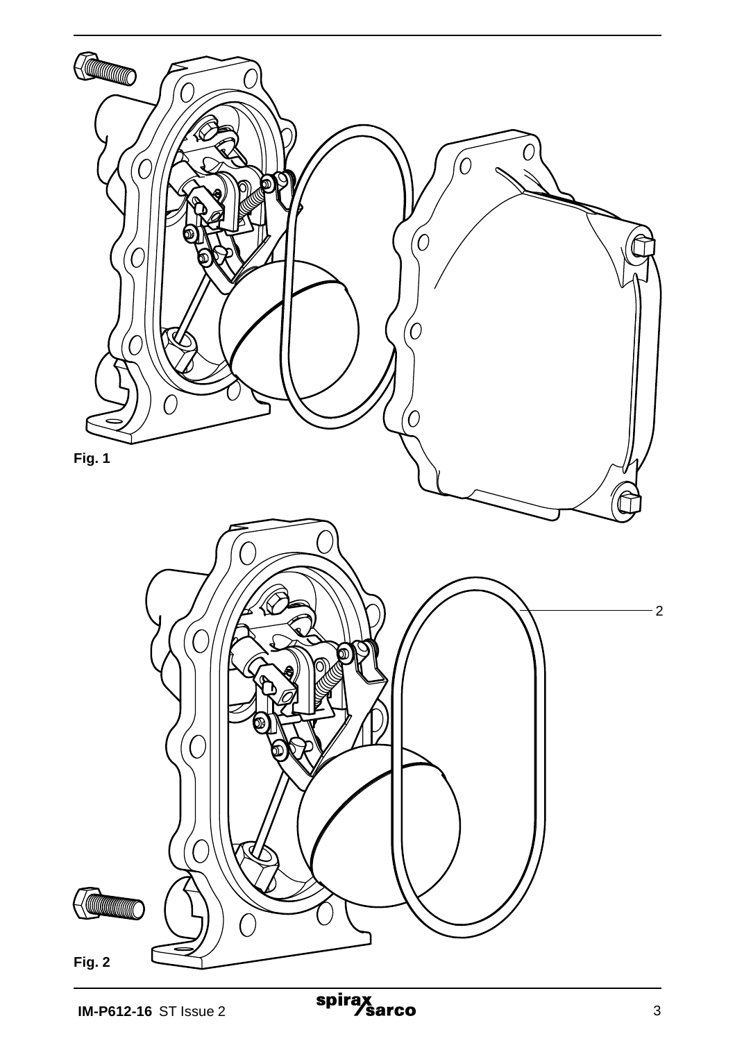Fig. 1

2

Fig. 2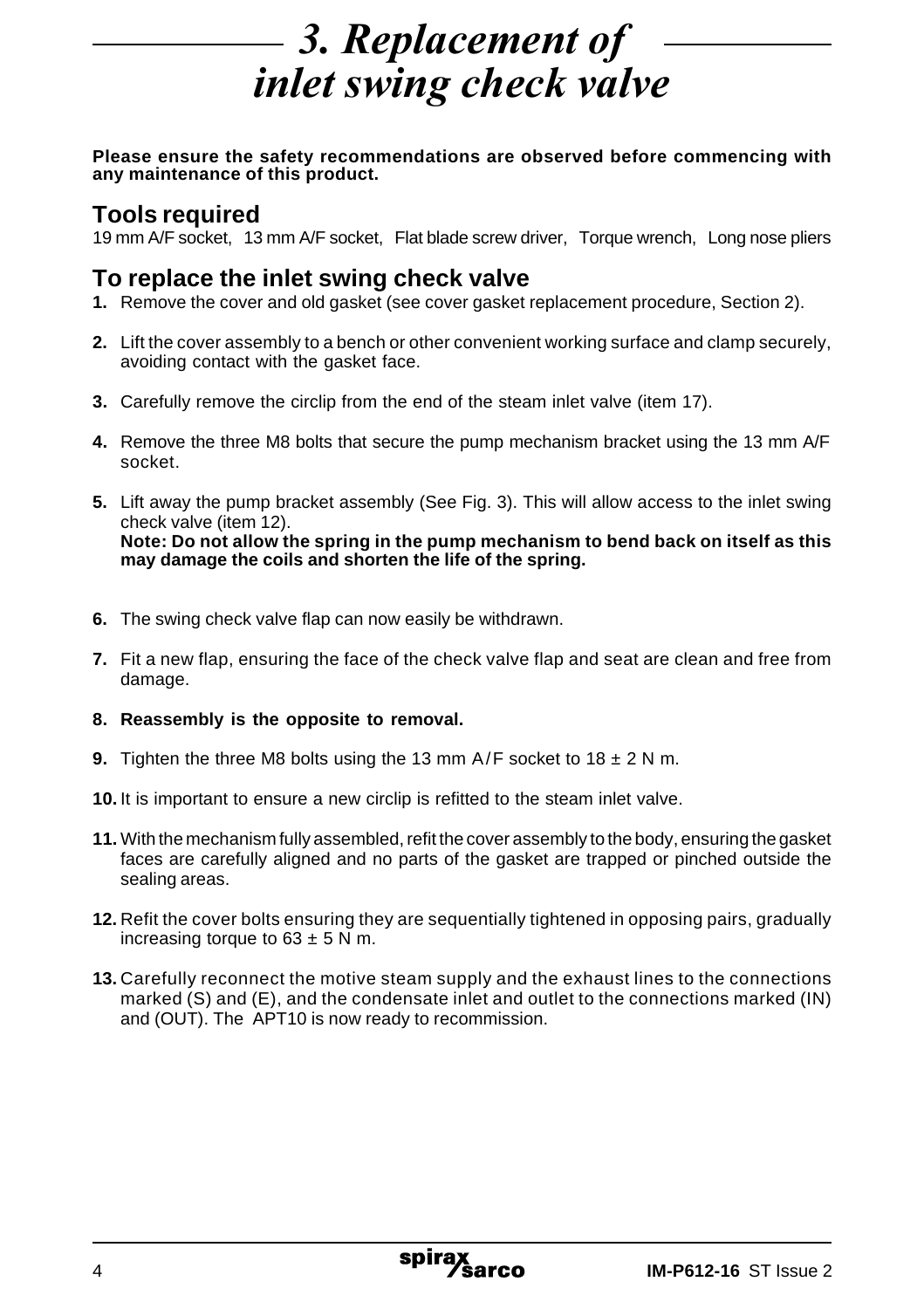# *3. Replacement of inlet swing check valve*

**Please ensure the safety recommendations are observed before commencing with any maintenance of this product.**

## Tools required

19 mm A/F socket, 13 mm A/F socket, Flat blade screw driver, Torque wrench, Long nose pliers

## To replace the inlet swing check valve

**1.** Remove the cover and old gasket (see cover gasket replacement procedure, Section 2).

**2.** Lift the cover assembly to a bench or other convenient working surface and clamp securely, avoiding contact with the gasket face.

**3.** Carefully remove the circlip from the end of the steam inlet valve (item 17).

**4.** Remove the three M8 bolts that secure the pump mechanism bracket using the 13 mm A/F socket.

**5.** Lift away the pump bracket assembly (See Fig. 3). This will allow access to the inlet swing check valve (item 12).
**Note: Do not allow the spring in the pump mechanism to bend back on itself as this may damage the coils and shorten the life of the spring.**

**6.** The swing check valve flap can now easily be withdrawn.

**7.** Fit a new flap, ensuring the face of the check valve flap and seat are clean and free from damage.

**8. Reassembly is the opposite to removal.**

**9.** Tighten the three M8 bolts using the 13 mm A/F socket to 18 ± 2 N m.

**10.** It is important to ensure a new circlip is refitted to the steam inlet valve.

**11.** With the mechanism fully assembled, refit the cover assembly to the body, ensuring the gasket faces are carefully aligned and no parts of the gasket are trapped or pinched outside the sealing areas.

**12.** Refit the cover bolts ensuring they are sequentially tightened in opposing pairs, gradually increasing torque to 63 ± 5 N m.

**13.** Carefully reconnect the motive steam supply and the exhaust lines to the connections marked (S) and (E), and the condensate inlet and outlet to the connections marked (IN) and (OUT). The APT10 is now ready to recommission.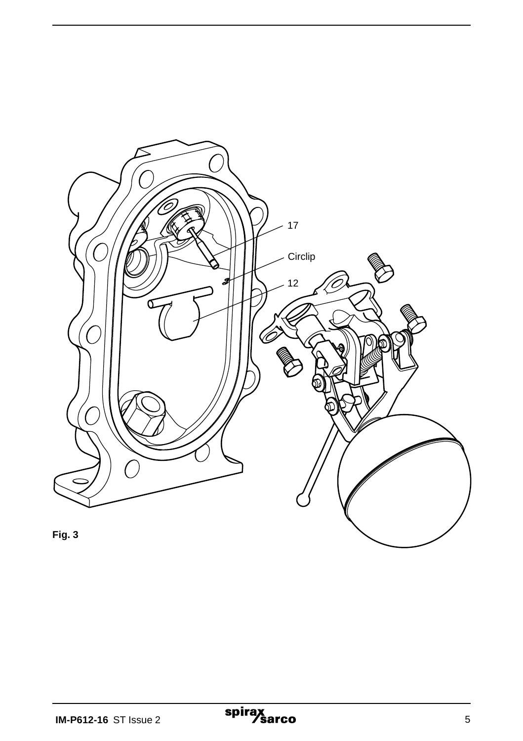17

Circlip

12

**Fig. 3**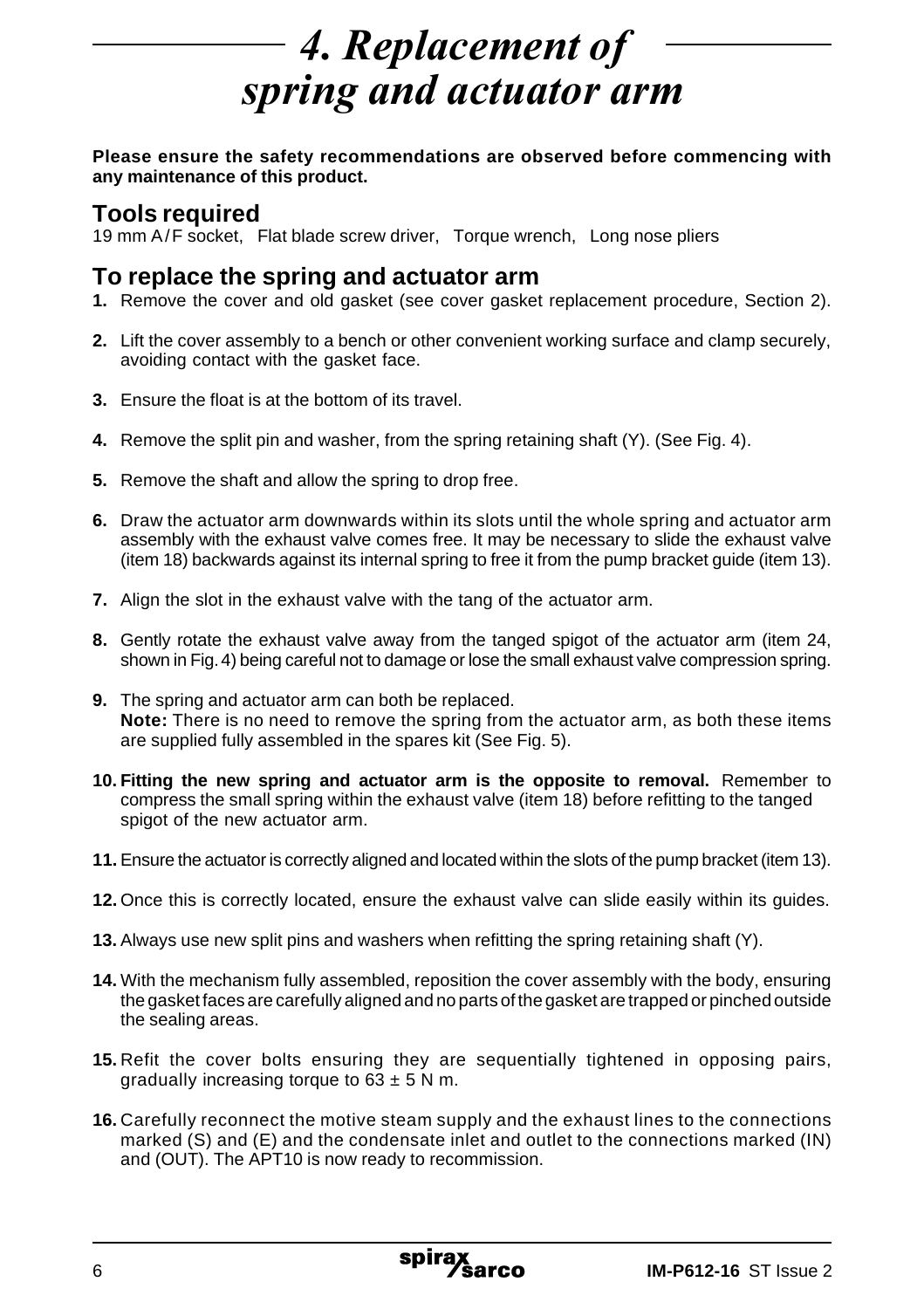# 4. Replacement of spring and actuator arm

**Please ensure the safety recommendations are observed before commencing with any maintenance of this product.**

## Tools required

19 mm A/F socket, Flat blade screw driver, Torque wrench, Long nose pliers

## To replace the spring and actuator arm

1. Remove the cover and old gasket (see cover gasket replacement procedure, Section 2).
2. Lift the cover assembly to a bench or other convenient working surface and clamp securely, avoiding contact with the gasket face.
3. Ensure the float is at the bottom of its travel.
4. Remove the split pin and washer, from the spring retaining shaft (Y). (See Fig. 4).
5. Remove the shaft and allow the spring to drop free.
6. Draw the actuator arm downwards within its slots until the whole spring and actuator arm assembly with the exhaust valve comes free. It may be necessary to slide the exhaust valve (item 18) backwards against its internal spring to free it from the pump bracket guide (item 13).
7. Align the slot in the exhaust valve with the tang of the actuator arm.
8. Gently rotate the exhaust valve away from the tanged spigot of the actuator arm (item 24, shown in Fig. 4) being careful not to damage or lose the small exhaust valve compression spring.
9. The spring and actuator arm can both be replaced.
   **Note:** There is no need to remove the spring from the actuator arm, as both these items are supplied fully assembled in the spares kit (See Fig. 5).
10. **Fitting the new spring and actuator arm is the opposite to removal.** Remember to compress the small spring within the exhaust valve (item 18) before refitting to the tanged spigot of the new actuator arm.
11. Ensure the actuator is correctly aligned and located within the slots of the pump bracket (item 13).
12. Once this is correctly located, ensure the exhaust valve can slide easily within its guides.
13. Always use new split pins and washers when refitting the spring retaining shaft (Y).
14. With the mechanism fully assembled, reposition the cover assembly with the body, ensuring the gasket faces are carefully aligned and no parts of the gasket are trapped or pinched outside the sealing areas.
15. Refit the cover bolts ensuring they are sequentially tightened in opposing pairs, gradually increasing torque to 63 ± 5 N m.
16. Carefully reconnect the motive steam supply and the exhaust lines to the connections marked (S) and (E) and the condensate inlet and outlet to the connections marked (IN) and (OUT). The APT10 is now ready to recommission.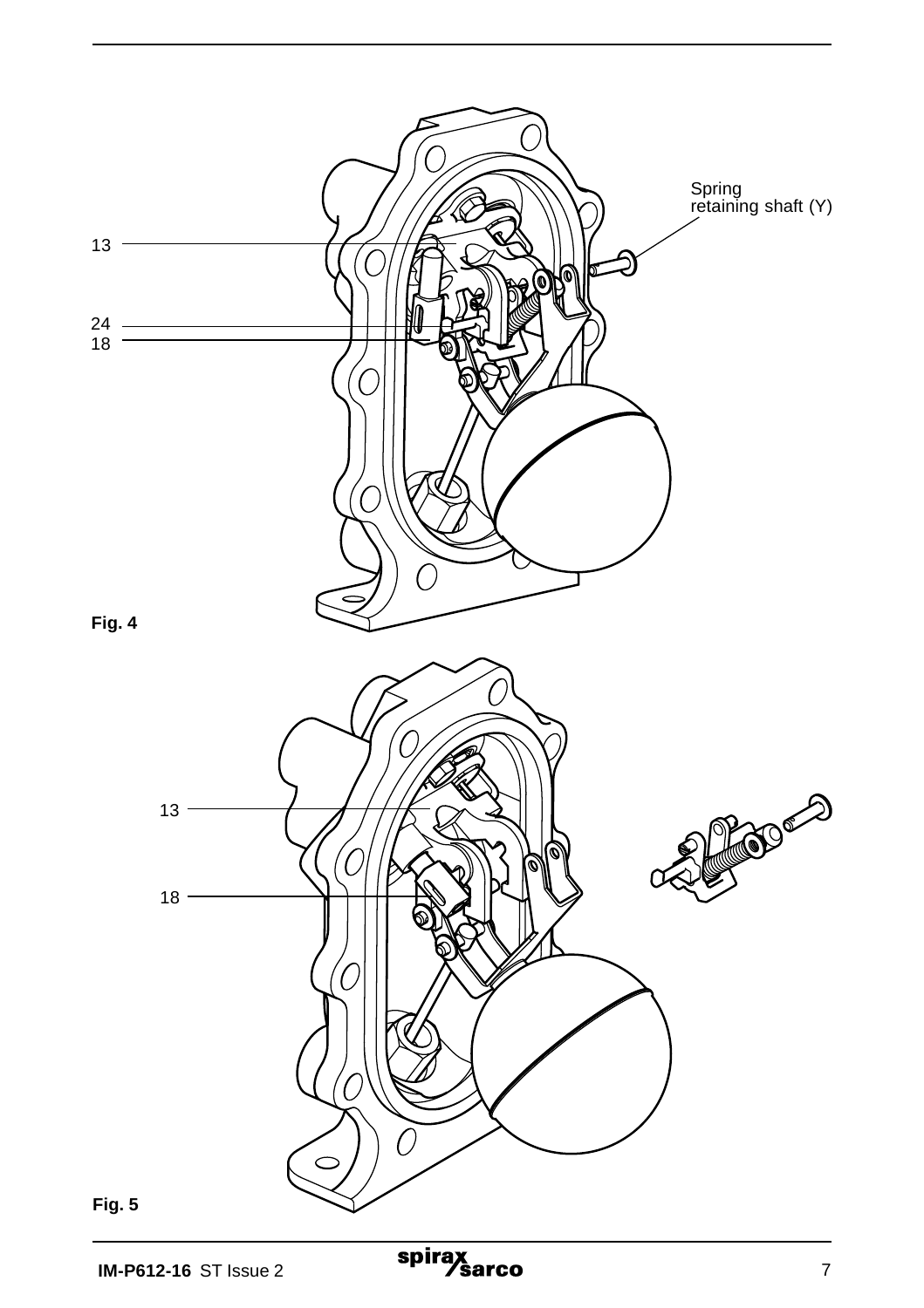13

24

18

Spring retaining shaft (Y)

**Fig. 4**

13

18

**Fig. 5**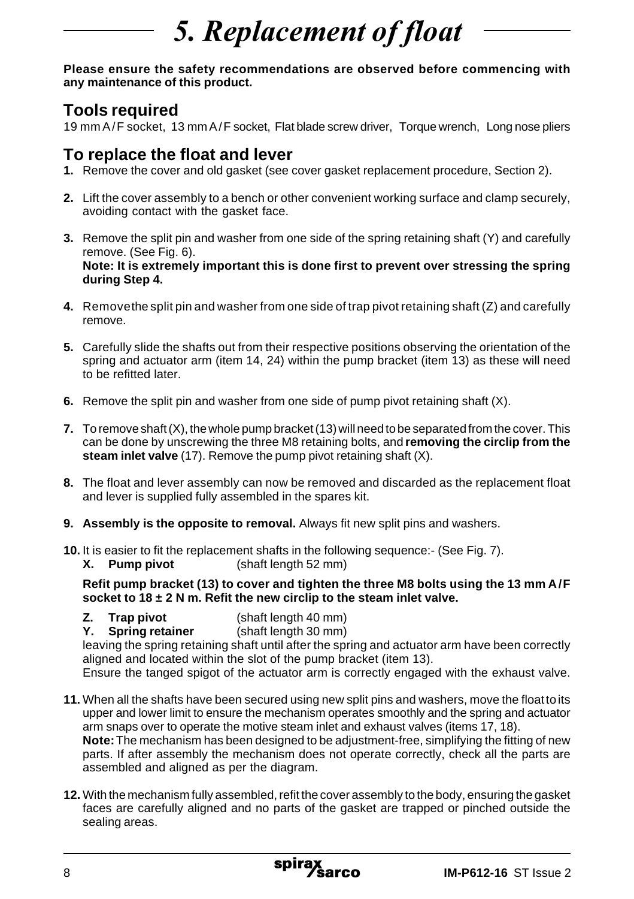# 5. Replacement of float

**Please ensure the safety recommendations are observed before commencing with any maintenance of this product.**

## Tools required

19 mm A/F socket, 13 mm A/F socket, Flat blade screw driver, Torque wrench, Long nose pliers

## To replace the float and lever

**1.** Remove the cover and old gasket (see cover gasket replacement procedure, Section 2).

**2.** Lift the cover assembly to a bench or other convenient working surface and clamp securely, avoiding contact with the gasket face.

**3.** Remove the split pin and washer from one side of the spring retaining shaft (Y) and carefully remove. (See Fig. 6).
**Note: It is extremely important this is done first to prevent over stressing the spring during Step 4.**

**4.** Remove the split pin and washer from one side of trap pivot retaining shaft (Z) and carefully remove.

**5.** Carefully slide the shafts out from their respective positions observing the orientation of the spring and actuator arm (item 14, 24) within the pump bracket (item 13) as these will need to be refitted later.

**6.** Remove the split pin and washer from one side of pump pivot retaining shaft (X).

**7.** To remove shaft (X), the whole pump bracket (13) will need to be separated from the cover. This can be done by unscrewing the three M8 retaining bolts, and **removing the circlip from the steam inlet valve** (17). Remove the pump pivot retaining shaft (X).

**8.** The float and lever assembly can now be removed and discarded as the replacement float and lever is supplied fully assembled in the spares kit.

**9. Assembly is the opposite to removal.** Always fit new split pins and washers.

**10.** It is easier to fit the replacement shafts in the following sequence:- (See Fig. 7).

**X. Pump pivot** (shaft length 52 mm)

**Refit pump bracket (13) to cover and tighten the three M8 bolts using the 13 mm A/F socket to 18 ± 2 N m. Refit the new circlip to the steam inlet valve.**

**Z. Trap pivot** (shaft length 40 mm)
**Y. Spring retainer** (shaft length 30 mm)

leaving the spring retaining shaft until after the spring and actuator arm have been correctly aligned and located within the slot of the pump bracket (item 13).
Ensure the tanged spigot of the actuator arm is correctly engaged with the exhaust valve.

**11.** When all the shafts have been secured using new split pins and washers, move the float to its upper and lower limit to ensure the mechanism operates smoothly and the spring and actuator arm snaps over to operate the motive steam inlet and exhaust valves (items 17, 18).
**Note:** The mechanism has been designed to be adjustment-free, simplifying the fitting of new parts. If after assembly the mechanism does not operate correctly, check all the parts are assembled and aligned as per the diagram.

**12.** With the mechanism fully assembled, refit the cover assembly to the body, ensuring the gasket faces are carefully aligned and no parts of the gasket are trapped or pinched outside the sealing areas.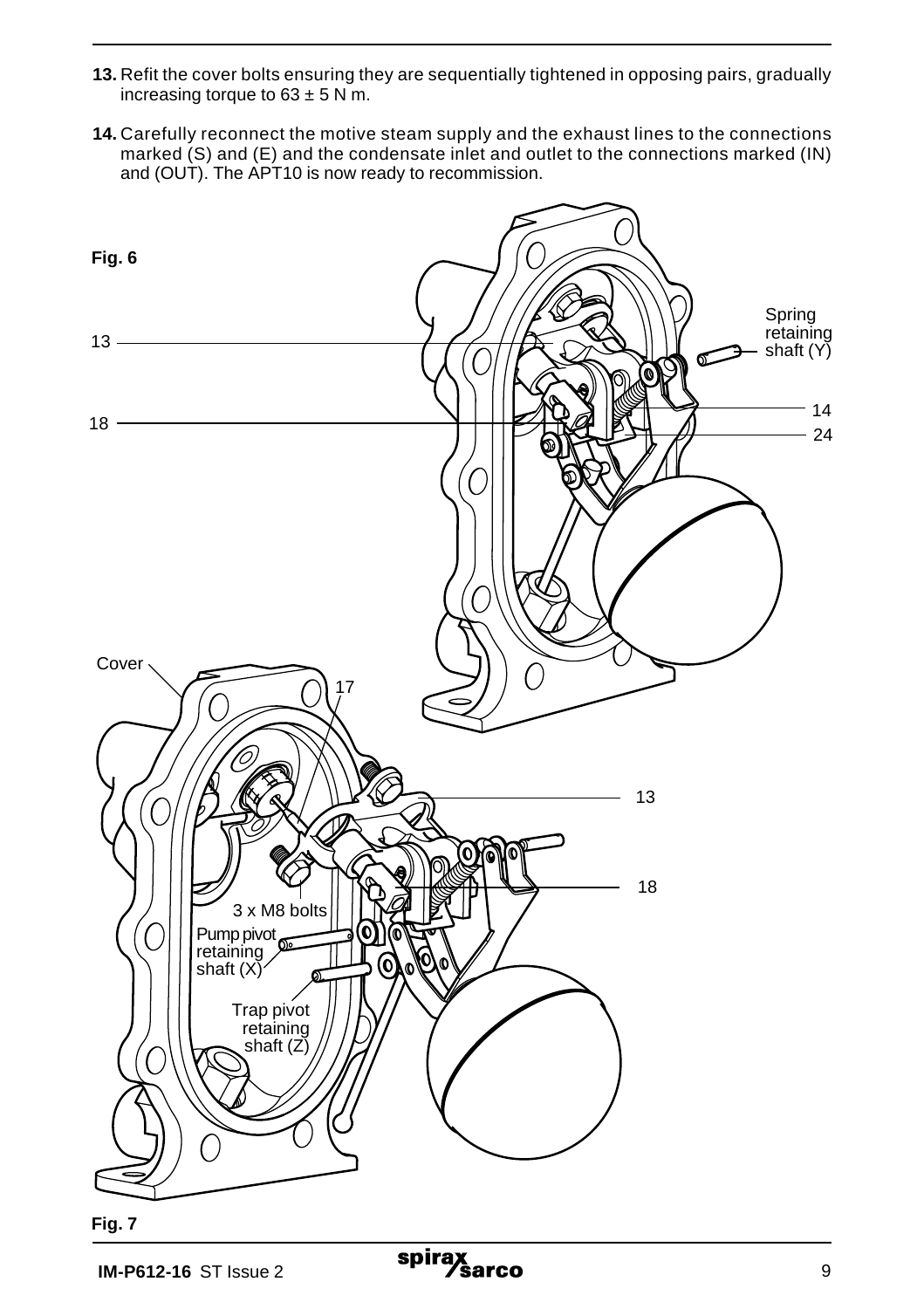**13.** Refit the cover bolts ensuring they are sequentially tightened in opposing pairs, gradually increasing torque to 63 ± 5 N m.

**14.** Carefully reconnect the motive steam supply and the exhaust lines to the connections marked (S) and (E) and the condensate inlet and outlet to the connections marked (IN) and (OUT). The APT10 is now ready to recommission.

**Fig. 6**

**Fig. 7**